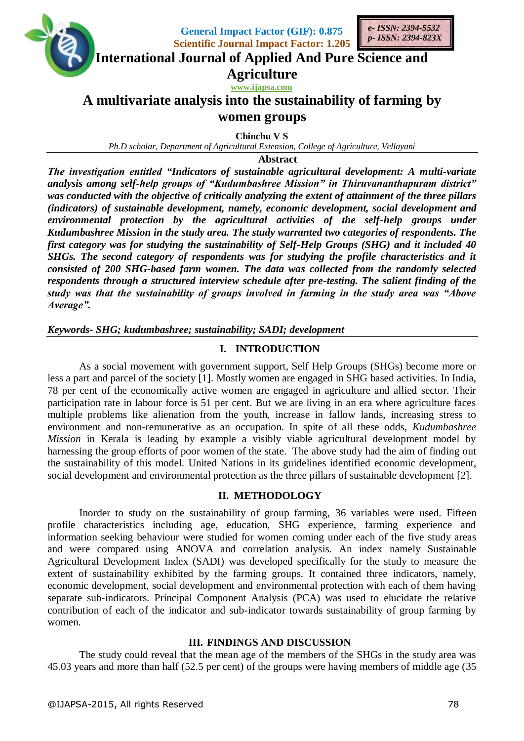# A multivariate analysis into the sustainability of farming by women groups

**Chinchu V S**

*Ph.D scholar, Department of Agricultural Extension, College of Agriculture, Vellayani*

## Abstract

***The investigation entitled "Indicators of sustainable agricultural development: A multi-variate analysis among self-help groups of "Kudumbashree Mission" in Thiruvananthapuram district" was conducted with the objective of critically analyzing the extent of attainment of the three pillars (indicators) of sustainable development, namely, economic development, social development and environmental protection by the agricultural activities of the self-help groups under Kudumbashree Mission in the study area. The study warranted two categories of respondents. The first category was for studying the sustainability of Self-Help Groups (SHG) and it included 40 SHGs. The second category of respondents was for studying the profile characteristics and it consisted of 200 SHG-based farm women. The data was collected from the randomly selected respondents through a structured interview schedule after pre-testing. The salient finding of the study was that the sustainability of groups involved in farming in the study area was "Above Average".***

***Keywords- SHG; kudumbashree; sustainability; SADI; development***

## I. INTRODUCTION

As a social movement with government support, Self Help Groups (SHGs) become more or less a part and parcel of the society [1]. Mostly women are engaged in SHG based activities. In India, 78 per cent of the economically active women are engaged in agriculture and allied sector. Their participation rate in labour force is 51 per cent. But we are living in an era where agriculture faces multiple problems like alienation from the youth, increase in fallow lands, increasing stress to environment and non-remunerative as an occupation. In spite of all these odds, *Kudumbashree Mission* in Kerala is leading by example a visibly viable agricultural development model by harnessing the group efforts of poor women of the state. The above study had the aim of finding out the sustainability of this model. United Nations in its guidelines identified economic development, social development and environmental protection as the three pillars of sustainable development [2].

## II. METHODOLOGY

Inorder to study on the sustainability of group farming, 36 variables were used. Fifteen profile characteristics including age, education, SHG experience, farming experience and information seeking behaviour were studied for women coming under each of the five study areas and were compared using ANOVA and correlation analysis. An index namely Sustainable Agricultural Development Index (SADI) was developed specifically for the study to measure the extent of sustainability exhibited by the farming groups. It contained three indicators, namely, economic development, social development and environmental protection with each of them having separate sub-indicators. Principal Component Analysis (PCA) was used to elucidate the relative contribution of each of the indicator and sub-indicator towards sustainability of group farming by women.

## III. FINDINGS AND DISCUSSION

The study could reveal that the mean age of the members of the SHGs in the study area was 45.03 years and more than half (52.5 per cent) of the groups were having members of middle age (35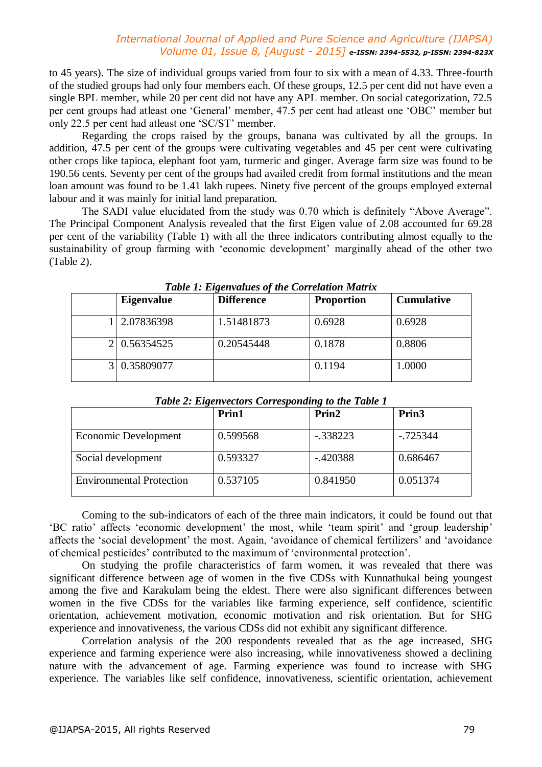to 45 years). The size of individual groups varied from four to six with a mean of 4.33. Three-fourth of the studied groups had only four members each. Of these groups, 12.5 per cent did not have even a single BPL member, while 20 per cent did not have any APL member. On social categorization, 72.5 per cent groups had atleast one 'General' member, 47.5 per cent had atleast one 'OBC' member but only 22.5 per cent had atleast one 'SC/ST' member.

Regarding the crops raised by the groups, banana was cultivated by all the groups. In addition, 47.5 per cent of the groups were cultivating vegetables and 45 per cent were cultivating other crops like tapioca, elephant foot yam, turmeric and ginger. Average farm size was found to be 190.56 cents. Seventy per cent of the groups had availed credit from formal institutions and the mean loan amount was found to be 1.41 lakh rupees. Ninety five percent of the groups employed external labour and it was mainly for initial land preparation.

The SADI value elucidated from the study was 0.70 which is definitely "Above Average". The Principal Component Analysis revealed that the first Eigen value of 2.08 accounted for 69.28 per cent of the variability (Table 1) with all the three indicators contributing almost equally to the sustainability of group farming with 'economic development' marginally ahead of the other two (Table 2).

***Table 1: Eigenvalues of the Correlation Matrix***

| | Eigenvalue | Difference | Proportion | Cumulative |
|---|---|---|---|---|
| 1 | 2.07836398 | 1.51481873 | 0.6928 | 0.6928 |
| 2 | 0.56354525 | 0.20545448 | 0.1878 | 0.8806 |
| 3 | 0.35809077 | | 0.1194 | 1.0000 |

***Table 2: Eigenvectors Corresponding to the Table 1***

| | Prin1 | Prin2 | Prin3 |
|---|---|---|---|
| Economic Development | 0.599568 | -.338223 | -.725344 |
| Social development | 0.593327 | -.420388 | 0.686467 |
| Environmental Protection | 0.537105 | 0.841950 | 0.051374 |

Coming to the sub-indicators of each of the three main indicators, it could be found out that 'BC ratio' affects 'economic development' the most, while 'team spirit' and 'group leadership' affects the 'social development' the most. Again, 'avoidance of chemical fertilizers' and 'avoidance of chemical pesticides' contributed to the maximum of 'environmental protection'.

On studying the profile characteristics of farm women, it was revealed that there was significant difference between age of women in the five CDSs with Kunnathukal being youngest among the five and Karakulam being the eldest. There were also significant differences between women in the five CDSs for the variables like farming experience, self confidence, scientific orientation, achievement motivation, economic motivation and risk orientation. But for SHG experience and innovativeness, the various CDSs did not exhibit any significant difference.

Correlation analysis of the 200 respondents revealed that as the age increased, SHG experience and farming experience were also increasing, while innovativeness showed a declining nature with the advancement of age. Farming experience was found to increase with SHG experience. The variables like self confidence, innovativeness, scientific orientation, achievement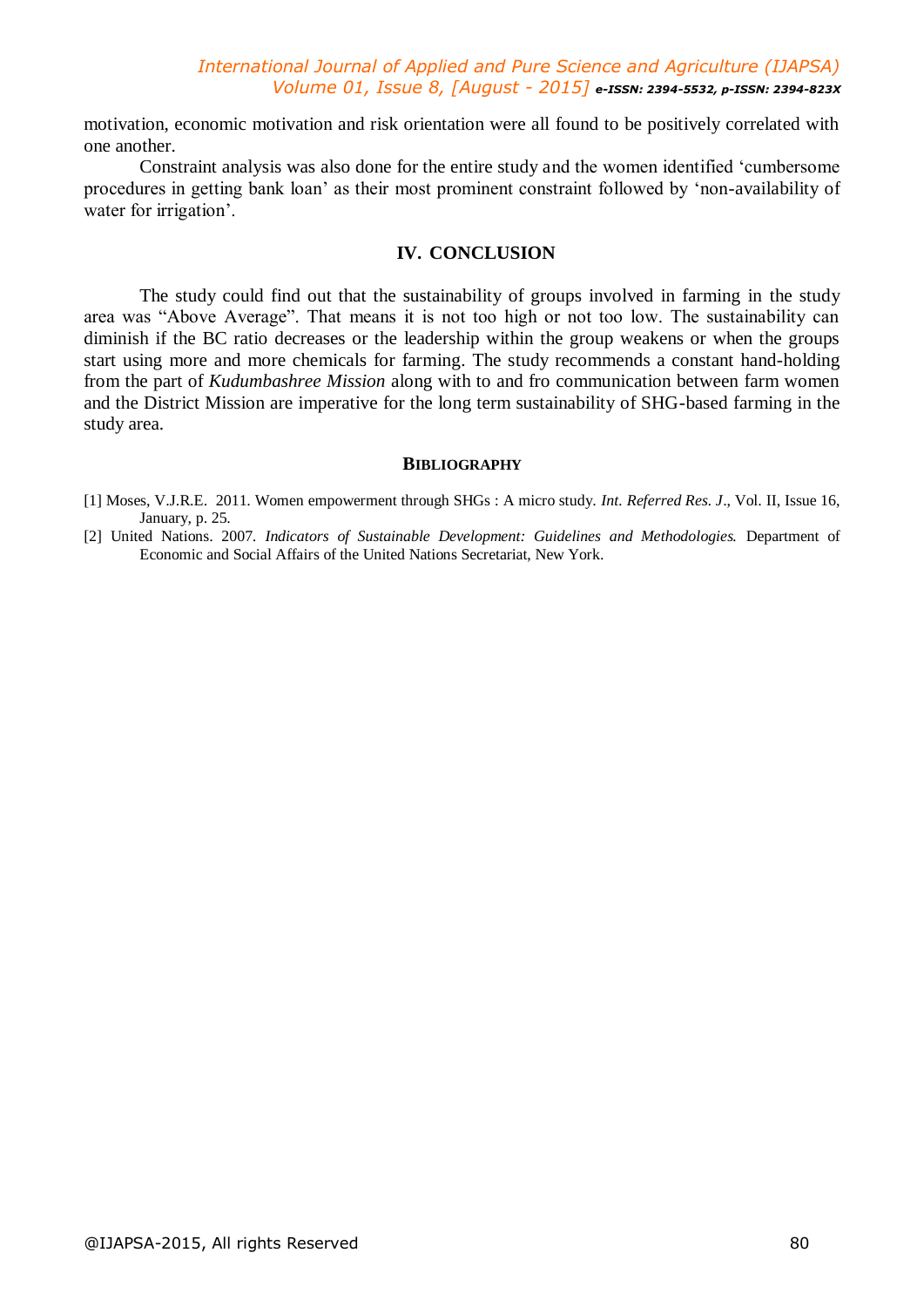motivation, economic motivation and risk orientation were all found to be positively correlated with one another.

Constraint analysis was also done for the entire study and the women identified 'cumbersome procedures in getting bank loan' as their most prominent constraint followed by 'non-availability of water for irrigation'.

## IV. CONCLUSION

The study could find out that the sustainability of groups involved in farming in the study area was "Above Average". That means it is not too high or not too low. The sustainability can diminish if the BC ratio decreases or the leadership within the group weakens or when the groups start using more and more chemicals for farming. The study recommends a constant hand-holding from the part of *Kudumbashree Mission* along with to and fro communication between farm women and the District Mission are imperative for the long term sustainability of SHG-based farming in the study area.

## BIBLIOGRAPHY

[1] Moses, V.J.R.E. 2011. Women empowerment through SHGs : A micro study. *Int. Referred Res. J*., Vol. II, Issue 16, January, p. 25.

[2] United Nations. 2007. *Indicators of Sustainable Development: Guidelines and Methodologies.* Department of Economic and Social Affairs of the United Nations Secretariat, New York.